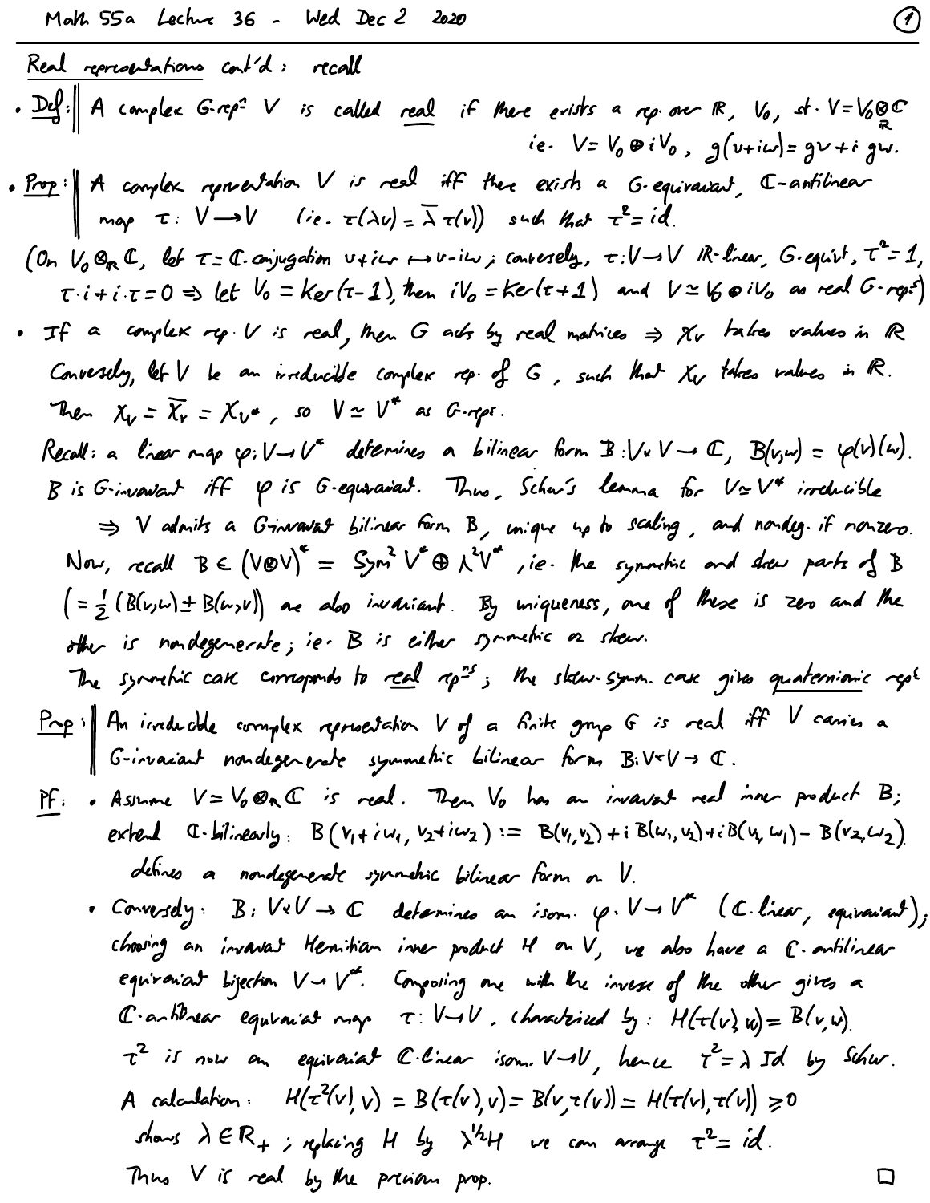Math 55a Lecture 36 - Wed Dec 2 2020

## Real representations cont'd: recall

- **Def:** A complex $G$-rep$^n$ $V$ is called *real* if there exists a rep. over $\mathbb{R}$, $V_0$, st. $V = V_0 \otimes_{\mathbb{R}} \mathbb{C}$

  ie. $V = V_0 \oplus iV_0$, $g(v+iw) = gv + i\,gw$.

- **Prop:** A complex representation $V$ is real iff there exists a $G$-equivariant, $\mathbb{C}$-antilinear map $\tau: V \to V$ (ie. $\tau(\lambda v) = \bar{\lambda}\,\tau(v)$) such that $\tau^2 = id$.

(On $V_0 \otimes_{\mathbb{R}} \mathbb{C}$, let $\tau = \mathbb{C}$-conjugation $v + iw \mapsto v - iw$; conversely, $\tau: V \to V$ $\mathbb{R}$-linear, $G$-equiv$^t$, $\tau^2 = 1$, $\tau \cdot i + i \cdot \tau = 0 \Rightarrow$ let $V_0 = Ker(\tau - 1)$, then $iV_0 = Ker(\tau + 1)$ and $V \simeq V_0 \oplus iV_0$ as real $G$-rep$^s$)

- If a complex rep. $V$ is real, then $G$ acts by real matrices $\Rightarrow \chi_V$ takes values in $\mathbb{R}$.

  Conversely, let $V$ be an irreducible complex rep. of $G$, such that $\chi_V$ takes values in $\mathbb{R}$.

  Then $\chi_V = \overline{\chi_V} = \chi_{V^*}$, so $V \simeq V^*$ as $G$-reps.

  Recall: a linear map $\varphi: V \to V^*$ determines a bilinear form $B: V \times V \to \mathbb{C}$, $B(v,w) = \varphi(v)(w)$.

  $B$ is $G$-invariant iff $\varphi$ is $G$-equivariant. Thus, Schur's lemma for $V \simeq V^*$ irreducible

  $\Rightarrow$ $V$ admits a $G$-invariant bilinear form $B$, unique up to scaling, and nondeg. if nonzero.

  Now, recall $B \in (V \otimes V)^* = Sym^2 V^* \oplus \Lambda^2 V^*$, ie. the symmetric and skew parts of $B$ $\left(= \frac{1}{2}(B(v,w) \pm B(w,v))\right)$ are also invariant. By uniqueness, one of these is zero and the other is nondegenerate; ie. $B$ is either symmetric or skew.

  The symmetric case corresponds to *real* rep$^{ns}$; the skew-symm. case gives *quaternionic* rep$^s$

**Prop:** An irreducible complex representation $V$ of a finite group $G$ is real iff $V$ carries a $G$-invariant nondegenerate symmetric bilinear form $B: V \times V \to \mathbb{C}$.

**Pf:**
- Assume $V = V_0 \otimes_{\mathbb{R}} \mathbb{C}$ is real. Then $V_0$ has an invariant real inner product $B$; extend $\mathbb{C}$-bilinearly: $B(v_1 + iw_1, v_2 + iw_2) := B(v_1, v_2) + i\,B(w_1, v_2) + i\,B(v_1, w_2) - B(w_1, w_2)$

  defines a nondegenerate symmetric bilinear form on $V$.

- Conversely: $B: V \times V \to \mathbb{C}$ determines an isom. $\varphi: V \to V^*$ ($\mathbb{C}$-linear, equivariant); choosing an invariant Hermitian inner product $H$ on $V$, we also have a $\mathbb{C}$-antilinear equivariant bijection $V \to V^*$. Composing one with the inverse of the other gives a $\mathbb{C}$-antilinear equivariant map $\tau: V \to V$, characterized by: $H(\tau(v), w) = B(v, w)$.

  $\tau^2$ is now an equivariant $\mathbb{C}$-linear isom. $V \to V$, hence $\tau^2 = \lambda\, Id$ by Schur.

  A calculation: $H(\tau^2(v), v) = B(\tau(v), v) = B(v, \tau(v)) = H(\tau(v), \tau(v)) \geq 0$

  shows $\lambda \in \mathbb{R}_+$; replacing $H$ by $\lambda^{1/2} H$ we can arrange $\tau^2 = id$.

  Thus $V$ is real by the previous prop. $\square$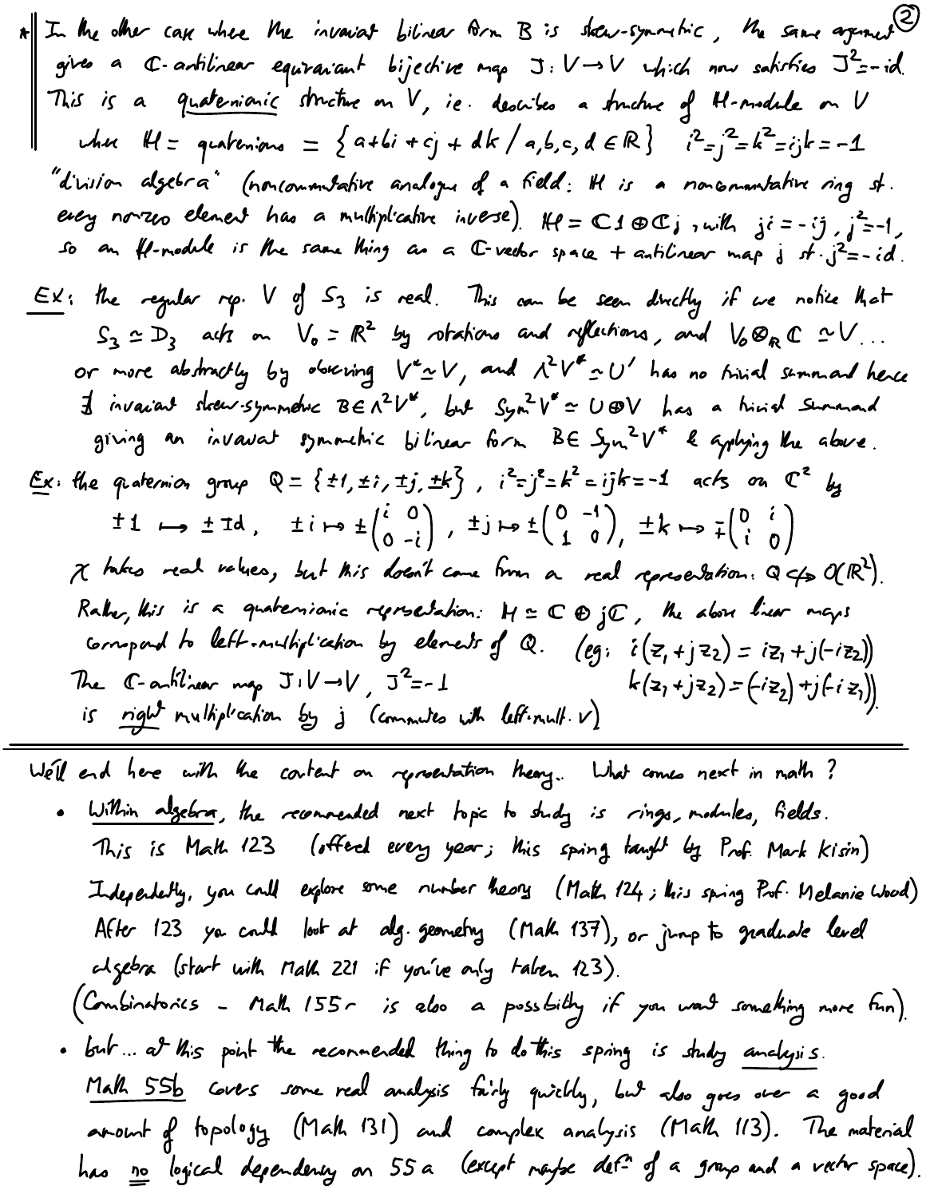\* In the other case where the invariant bilinear form $B$ is skew-symmetric, the same argument gives a $\mathbb{C}$-antilinear equivariant bijective map $J: V \to V$ which now satisfies $J^2 = -\text{id}$. This is a <u>quaternionic</u> structure on $V$, ie. describes a structure of $\mathbb{H}$-module on $V$ where $\mathbb{H}$ = quaternions $= \{a + bi + cj + dk \,/\, a,b,c,d \in \mathbb{R}\}$ $\quad i^2 = j^2 = k^2 = ijk = -1$

"division algebra" (noncommutative analogue of a field: $\mathbb{H}$ is a noncommutative ring s.t. every nonzero element has a multiplicative inverse). $\mathbb{H} = \mathbb{C}1 \oplus \mathbb{C}j$, with $ji = -ij$, $j^2 = -1$, so an $\mathbb{H}$-module is the same thing as a $\mathbb{C}$-vector space + antilinear map $j$ s.t. $j^2 = -id$.

<u>EX</u>: the regular rep. $V$ of $S_3$ is real. This can be seen directly if we notice that $S_3 \simeq D_3$ acts on $V_0 = \mathbb{R}^2$ by rotations and reflections, and $V_0 \otimes_{\mathbb{R}} \mathbb{C} \simeq V$... or more abstractly by observing $V^* \simeq V$, and $\Lambda^2 V^* \simeq U'$ has no trivial summand hence $\nexists$ invariant skew-symmetric $B \in \Lambda^2 V^*$, but $\text{Sym}^2 V^* \simeq U \oplus V$ has a trivial summand giving an invariant symmetric bilinear form $B \in \text{Sym}^2 V^*$ & applying the above.

<u>Ex</u>: the quaternion group $Q = \{\pm 1, \pm i, \pm j, \pm k\}$, $i^2 = j^2 = k^2 = ijk = -1$ acts on $\mathbb{C}^2$ by

$$\pm 1 \mapsto \pm \text{Id}, \quad \pm i \mapsto \pm \begin{pmatrix} i & 0 \\ 0 & -i \end{pmatrix}, \quad \pm j \mapsto \pm \begin{pmatrix} 0 & -1 \\ 1 & 0 \end{pmatrix}, \quad \pm k \mapsto \mp \begin{pmatrix} 0 & i \\ i & 0 \end{pmatrix}$$

$\chi$ takes real values, but this doesn't come from a real representation: $Q \not\hookrightarrow O(\mathbb{R}^2)$.

Rather, this is a quaternionic representation: $\mathbb{H} \simeq \mathbb{C} \oplus j\mathbb{C}$, the above linear maps correspond to left-multiplication by elements of $Q$. (eg: $i(z_1 + jz_2) = iz_1 + j(-iz_2)$, $\;k(z_1 + jz_2) = (-iz_2) + j(-iz_1)$)

The $\mathbb{C}$-antilinear map $J: V \to V$, $J^2 = -1$ is <u>right</u> multiplication by $j$ (commutes with left-mult. $V$)

---

We'll end here with the content on representation theory. What comes next in math?

- <u>Within algebra</u>, the recommended next topic to study is rings, modules, fields. This is Math 123 (offered every year; this spring taught by Prof. Mark Kisin). Independently, you could explore some number theory (Math 124; this spring Prof. Melanie Wood). After 123 you could look at alg. geometry (Math 137), or jump to graduate level algebra (start with Math 221 if you've only taken 123).
  (Combinatorics - Math 155r is also a possibility if you want something more fun).
- but... at this point the recommended thing to do this spring is study <u>analysis</u>. <u>Math 55b</u> covers some real analysis fairly quickly, but also goes over a good amount of topology (Math 131) and complex analysis (Math 113). The material has <u>no</u> logical dependency on 55a (except maybe def$^n$ of a group and a vector space).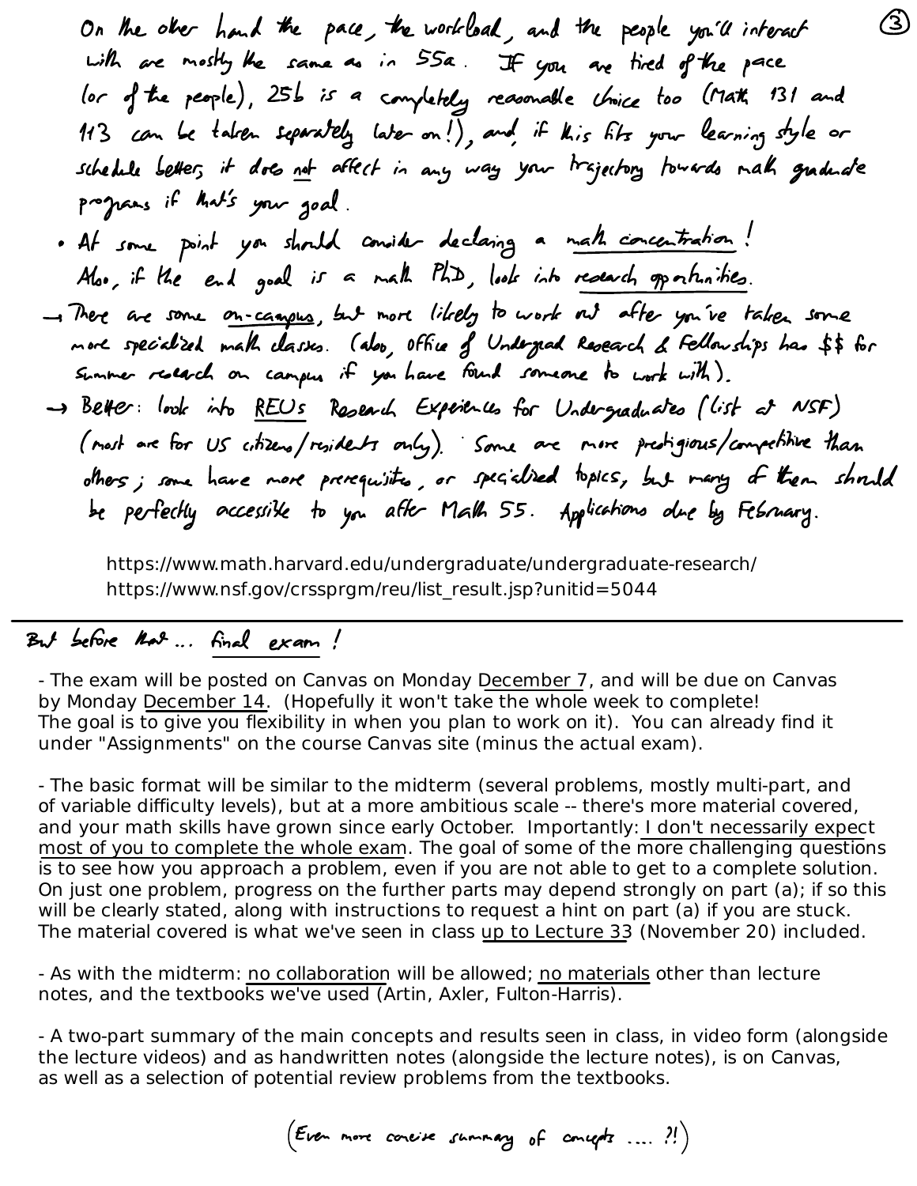On the other hand the pace, the workload, and the people you'll interact with are mostly the same as in 55a. If you are tired of the pace (or of the people), 25b is a completely reasonable choice too (Math 131 and 113 can be taken separately later on!), and, if this fits your learning style or schedule better, it does not affect in any way your trajectory towards math graduate programs if that's your goal.

- At some point you should consider declaring a math concentration! Also, if the end goal is a math PhD, look into research opportunities.

→ There are some on-campus, but more likely to work out after you've taken some more specialized math classes. (also, Office of Undergrad Research & Fellowships has $$ for summer research on campus if you have found someone to work with).

→ Better: look into REUs Research Experiences for Undergraduates (list at NSF) (most are for US citizens/residents only). Some are more prestigious/competitive than others; some have more prerequisites, or specialized topics, but many of them should be perfectly accessible to you after Math 55. Applications due by February.

https://www.math.harvard.edu/undergraduate/undergraduate-research/
https://www.nsf.gov/crssprgm/reu/list_result.jsp?unitid=5044

---

But before that... final exam!

- The exam will be posted on Canvas on Monday December 7, and will be due on Canvas by Monday December 14. (Hopefully it won't take the whole week to complete! The goal is to give you flexibility in when you plan to work on it). You can already find it under "Assignments" on the course Canvas site (minus the actual exam).

- The basic format will be similar to the midterm (several problems, mostly multi-part, and of variable difficulty levels), but at a more ambitious scale -- there's more material covered, and your math skills have grown since early October. Importantly: I don't necessarily expect most of you to complete the whole exam. The goal of some of the more challenging questions is to see how you approach a problem, even if you are not able to get to a complete solution. On just one problem, progress on the further parts may depend strongly on part (a); if so this will be clearly stated, along with instructions to request a hint on part (a) if you are stuck. The material covered is what we've seen in class up to Lecture 33 (November 20) included.

- As with the midterm: no collaboration will be allowed; no materials other than lecture notes, and the textbooks we've used (Artin, Axler, Fulton-Harris).

- A two-part summary of the main concepts and results seen in class, in video form (alongside the lecture videos) and as handwritten notes (alongside the lecture notes), is on Canvas, as well as a selection of potential review problems from the textbooks.

(Even more concise summary of concepts .... ?!)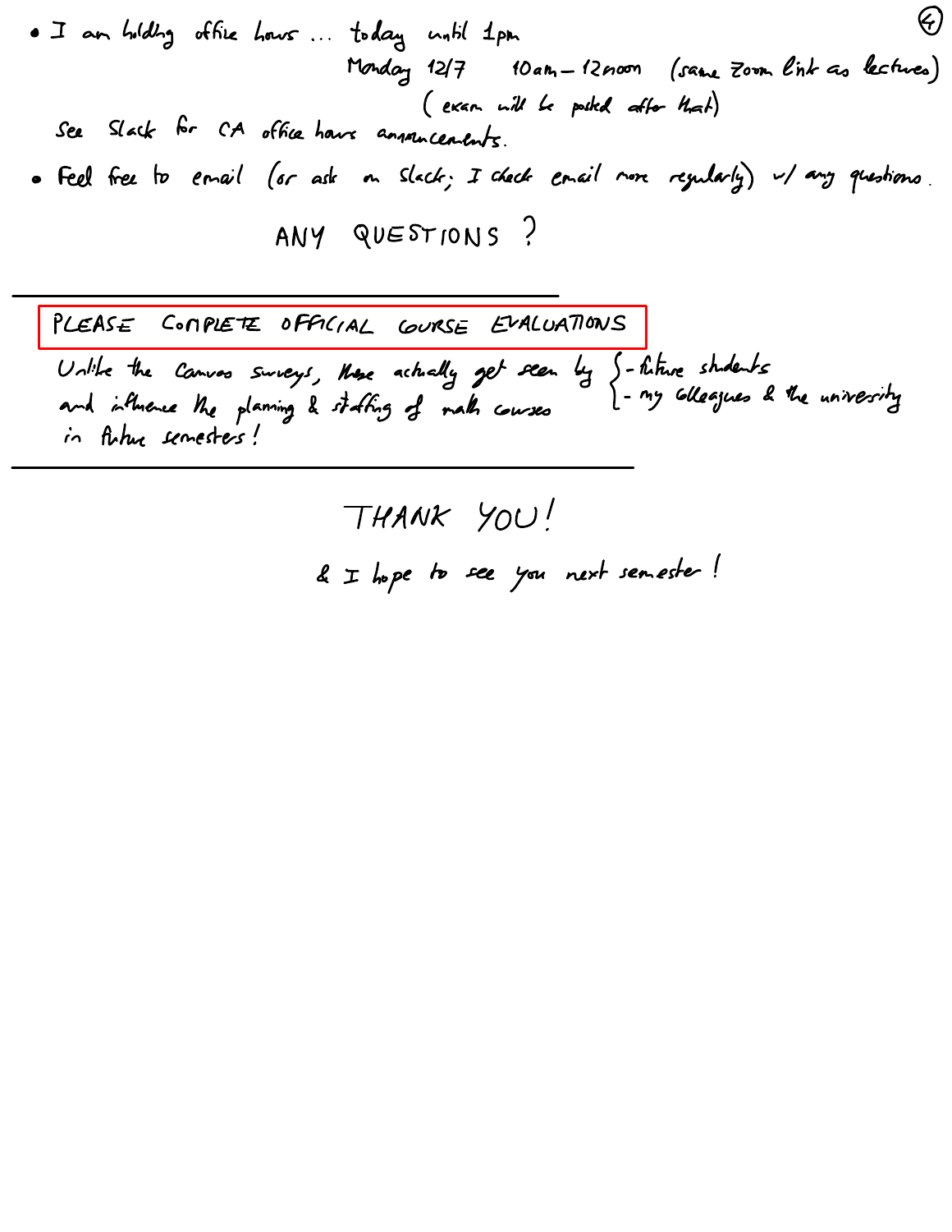- I am holding office hours ... today until 1pm
  Monday 12/7 10am – 12noon (same Zoom link as lectures)
  (exam will be posted after that)

  See Slack for CA office hours announcements.

- Feel free to email (or ask on Slack; I check email more regularly) w/ any questions.

ANY QUESTIONS ?

---

**PLEASE COMPLETE OFFICIAL COURSE EVALUATIONS**

Unlike the Canvas surveys, these actually get seen by
- future students
- my colleagues & the university

and influence the planning & staffing of math courses in future semesters!

---

THANK YOU!

& I hope to see you next semester!